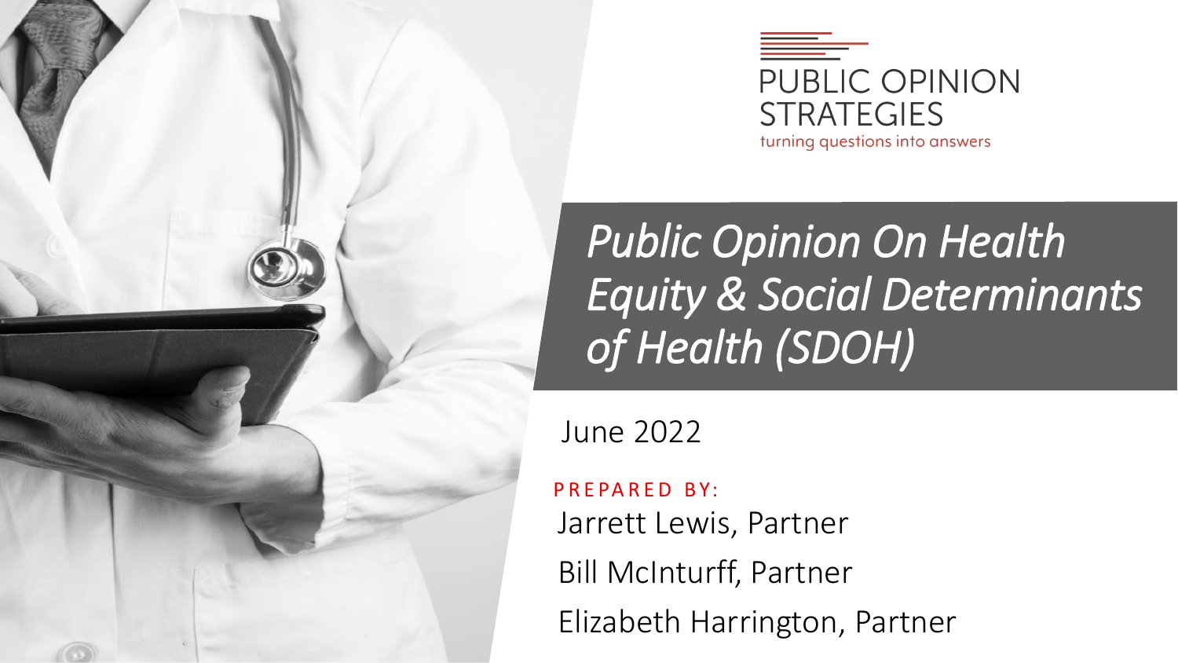PUBLIC OPINION STRATEGIES

turning questions into answers

# *Public Opinion On Health Equity & Social Determinants of Health (SDOH)*

June 2022

PREPARED BY:

Jarrett Lewis, Partner

Bill McInturff, Partner

Elizabeth Harrington, Partner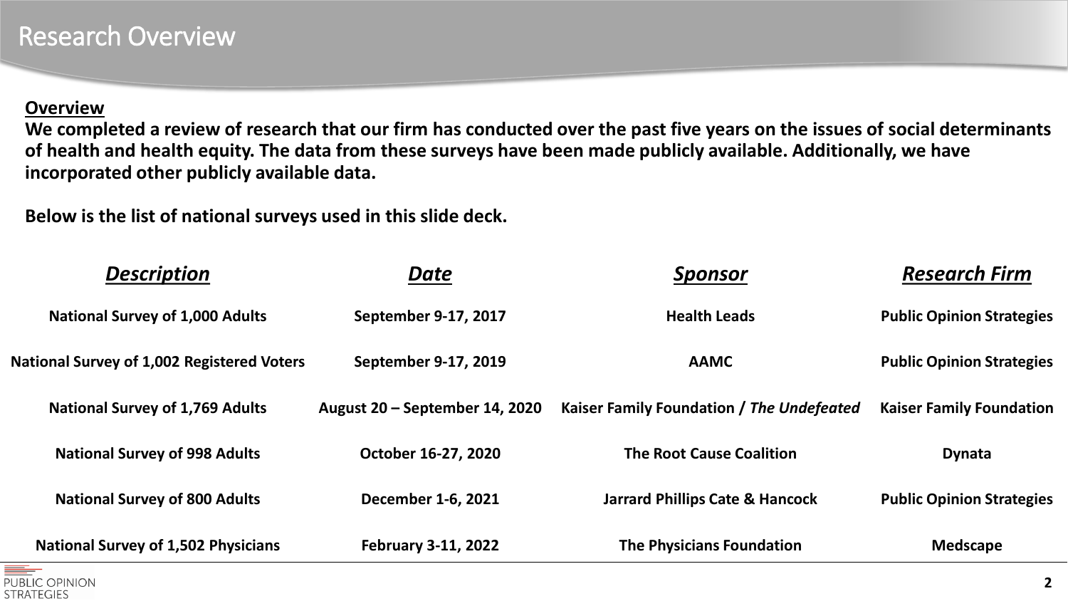# Research Overview

**Overview**

**We completed a review of research that our firm has conducted over the past five years on the issues of social determinants of health and health equity. The data from these surveys have been made publicly available. Additionally, we have incorporated other publicly available data.**

**Below is the list of national surveys used in this slide deck.**

| *Description* | *Date* | *Sponsor* | *Research Firm* |
|---|---|---|---|
| National Survey of 1,000 Adults | September 9-17, 2017 | Health Leads | Public Opinion Strategies |
| National Survey of 1,002 Registered Voters | September 9-17, 2019 | AAMC | Public Opinion Strategies |
| National Survey of 1,769 Adults | August 20 – September 14, 2020 | Kaiser Family Foundation / *The Undefeated* | Kaiser Family Foundation |
| National Survey of 998 Adults | October 16-27, 2020 | The Root Cause Coalition | Dynata |
| National Survey of 800 Adults | December 1-6, 2021 | Jarrard Phillips Cate & Hancock | Public Opinion Strategies |
| National Survey of 1,502 Physicians | February 3-11, 2022 | The Physicians Foundation | Medscape |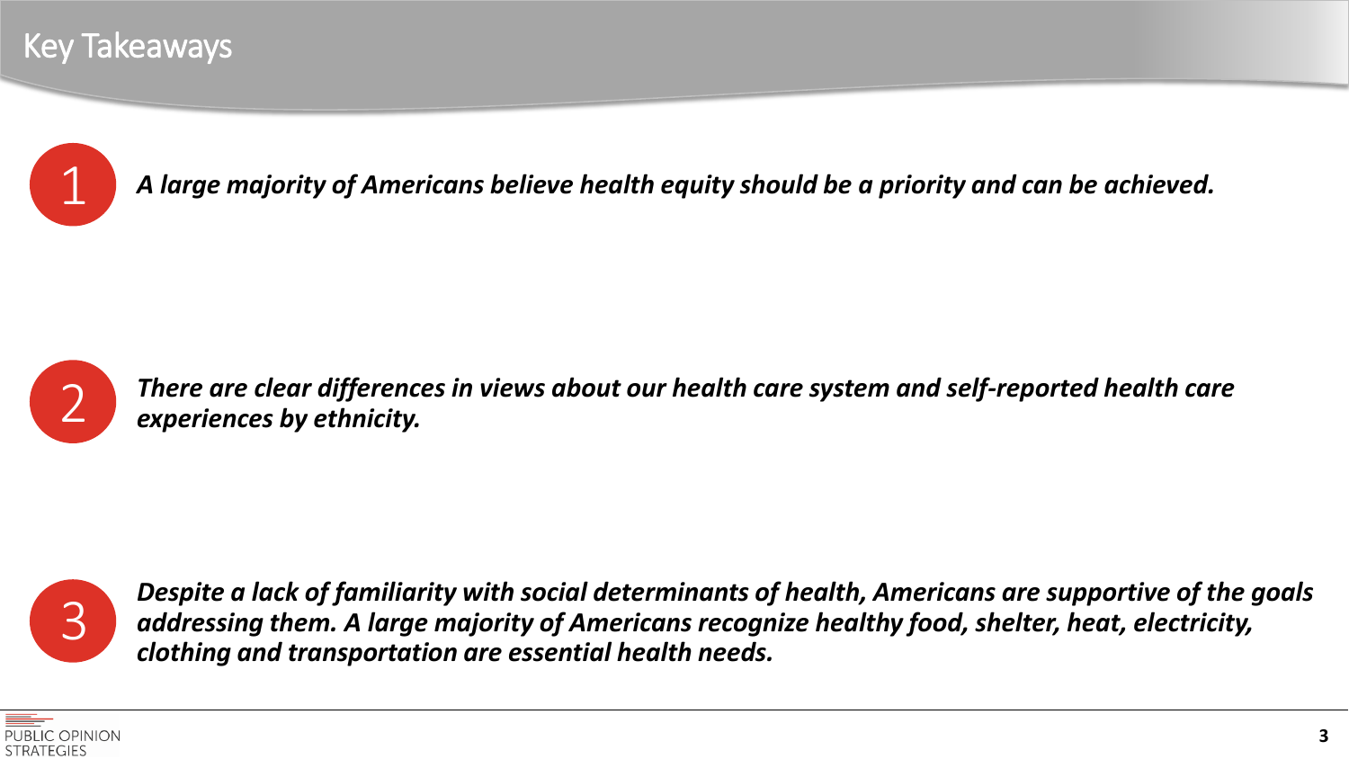# Key Takeaways

1. ***A large majority of Americans believe health equity should be a priority and can be achieved.***

2. ***There are clear differences in views about our health care system and self-reported health care experiences by ethnicity.***

3. ***Despite a lack of familiarity with social determinants of health, Americans are supportive of the goals addressing them. A large majority of Americans recognize healthy food, shelter, heat, electricity, clothing and transportation are essential health needs.***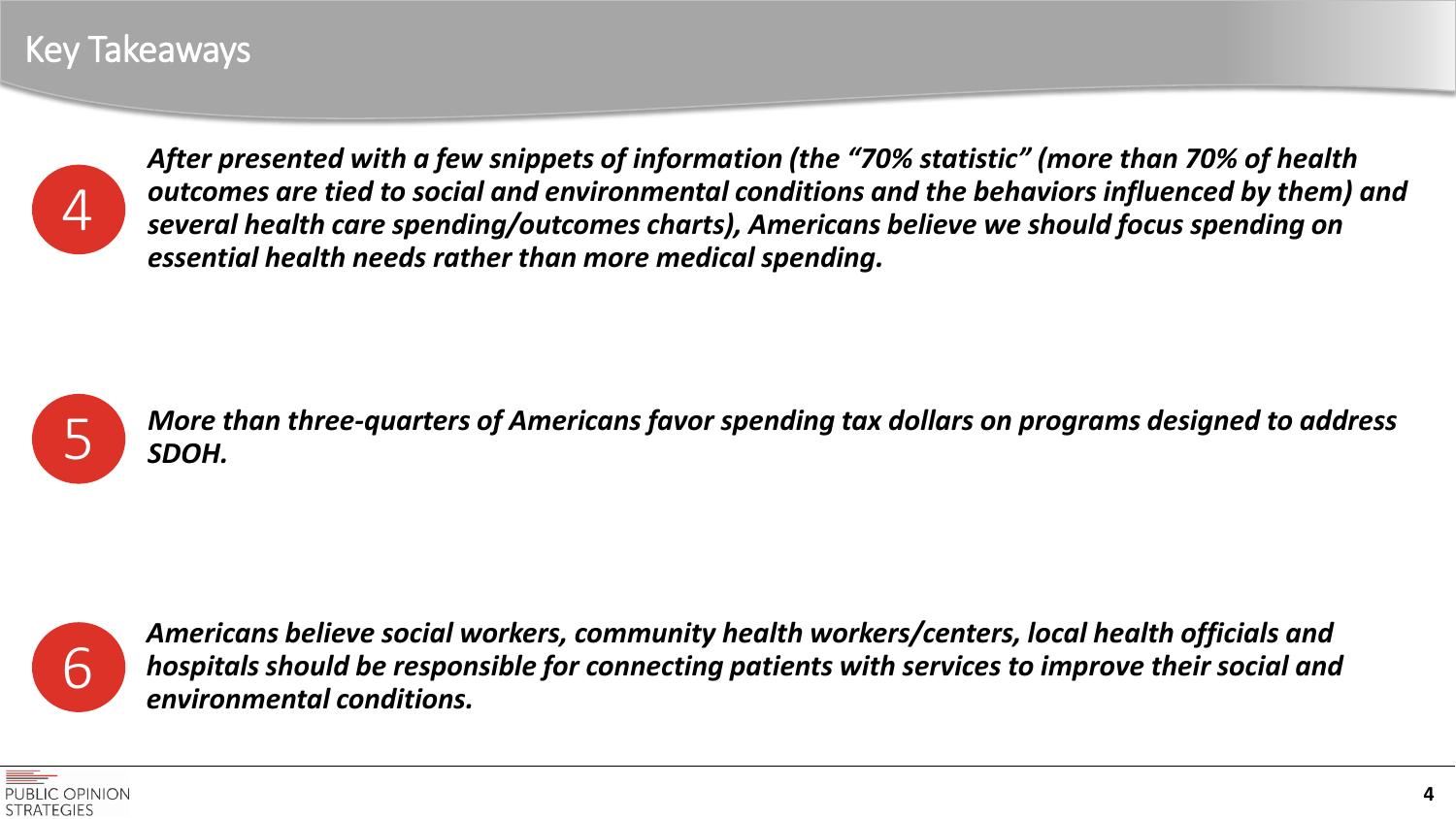# Key Takeaways

4. ***After presented with a few snippets of information (the "70% statistic" (more than 70% of health outcomes are tied to social and environmental conditions and the behaviors influenced by them) and several health care spending/outcomes charts), Americans believe we should focus spending on essential health needs rather than more medical spending.***

5. ***More than three-quarters of Americans favor spending tax dollars on programs designed to address SDOH.***

6. ***Americans believe social workers, community health workers/centers, local health officials and hospitals should be responsible for connecting patients with services to improve their social and environmental conditions.***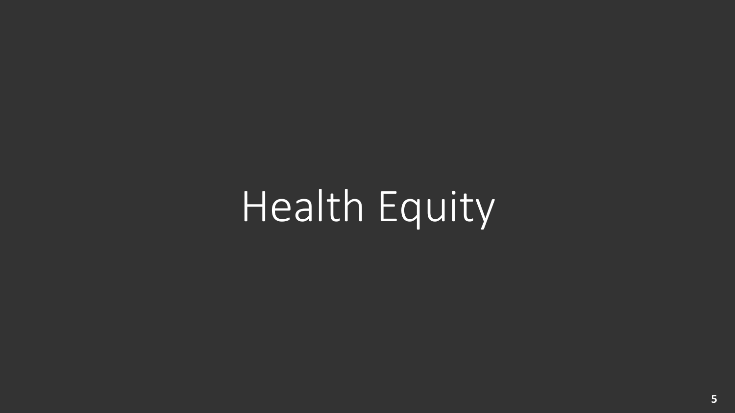# Health Equity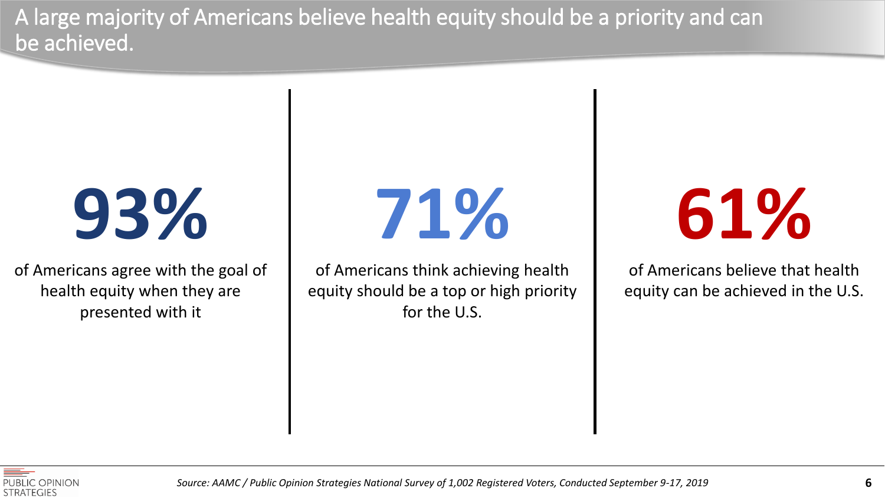# A large majority of Americans believe health equity should be a priority and can be achieved.

**93%**

of Americans agree with the goal of health equity when they are presented with it

**71%**

of Americans think achieving health equity should be a top or high priority for the U.S.

**61%**

of Americans believe that health equity can be achieved in the U.S.

*Source: AAMC / Public Opinion Strategies National Survey of 1,002 Registered Voters, Conducted September 9-17, 2019*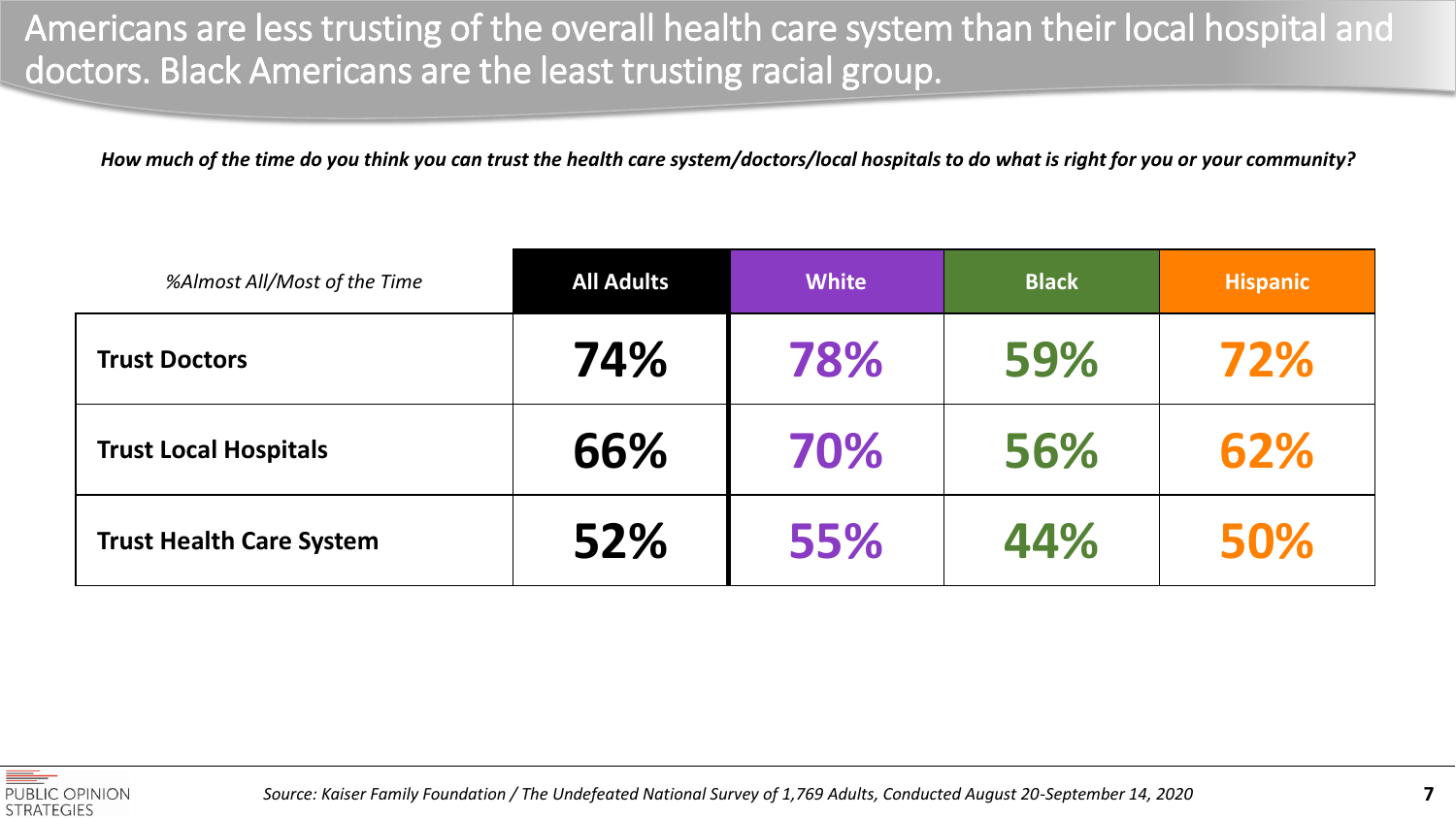# Americans are less trusting of the overall health care system than their local hospital and doctors. Black Americans are the least trusting racial group.

***How much of the time do you think you can trust the health care system/doctors/local hospitals to do what is right for you or your community?***

| *%Almost All/Most of the Time* | **All Adults** | **White** | **Black** | **Hispanic** |
|---|---|---|---|---|
| **Trust Doctors** | **74%** | **78%** | **59%** | **72%** |
| **Trust Local Hospitals** | **66%** | **70%** | **56%** | **62%** |
| **Trust Health Care System** | **52%** | **55%** | **44%** | **50%** |

*Source: Kaiser Family Foundation / The Undefeated National Survey of 1,769 Adults, Conducted August 20-September 14, 2020*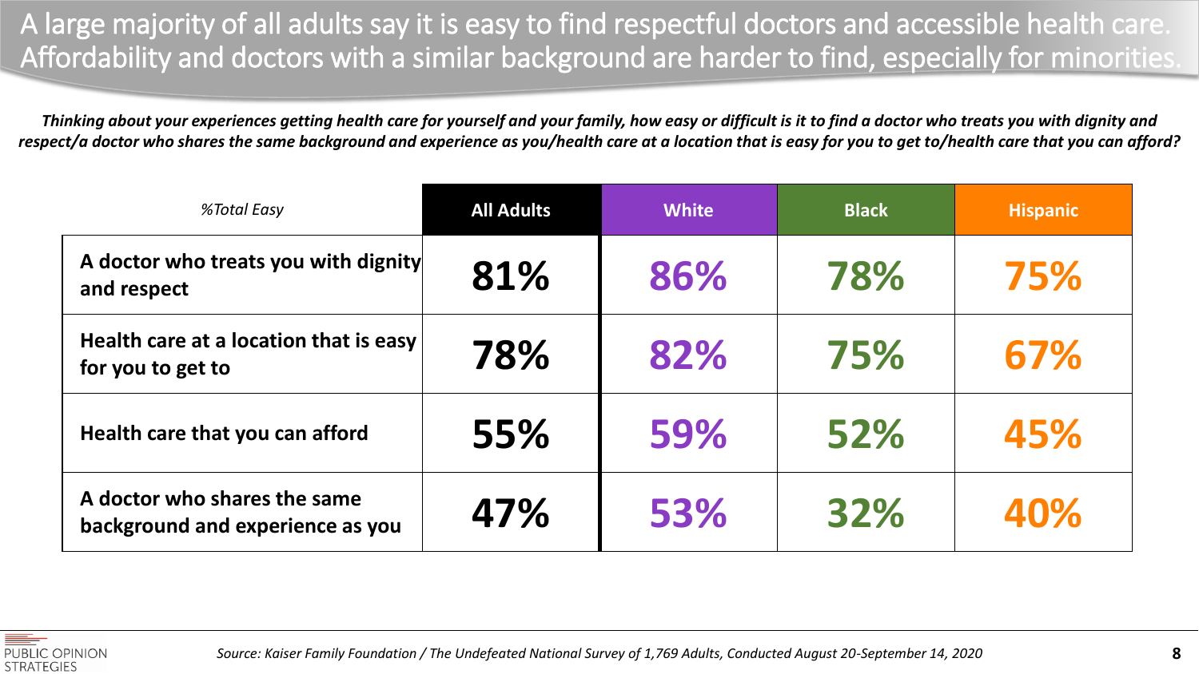# A large majority of all adults say it is easy to find respectful doctors and accessible health care. Affordability and doctors with a similar background are harder to find, especially for minorities.

***Thinking about your experiences getting health care for yourself and your family, how easy or difficult is it to find a doctor who treats you with dignity and respect/a doctor who shares the same background and experience as you/health care at a location that is easy for you to get to/health care that you can afford?***

| *%Total Easy* | All Adults | White | Black | Hispanic |
|---|---|---|---|---|
| **A doctor who treats you with dignity and respect** | **81%** | **86%** | **78%** | **75%** |
| **Health care at a location that is easy for you to get to** | **78%** | **82%** | **75%** | **67%** |
| **Health care that you can afford** | **55%** | **59%** | **52%** | **45%** |
| **A doctor who shares the same background and experience as you** | **47%** | **53%** | **32%** | **40%** |

*Source: Kaiser Family Foundation / The Undefeated National Survey of 1,769 Adults, Conducted August 20-September 14, 2020*

PUBLIC OPINION STRATEGIES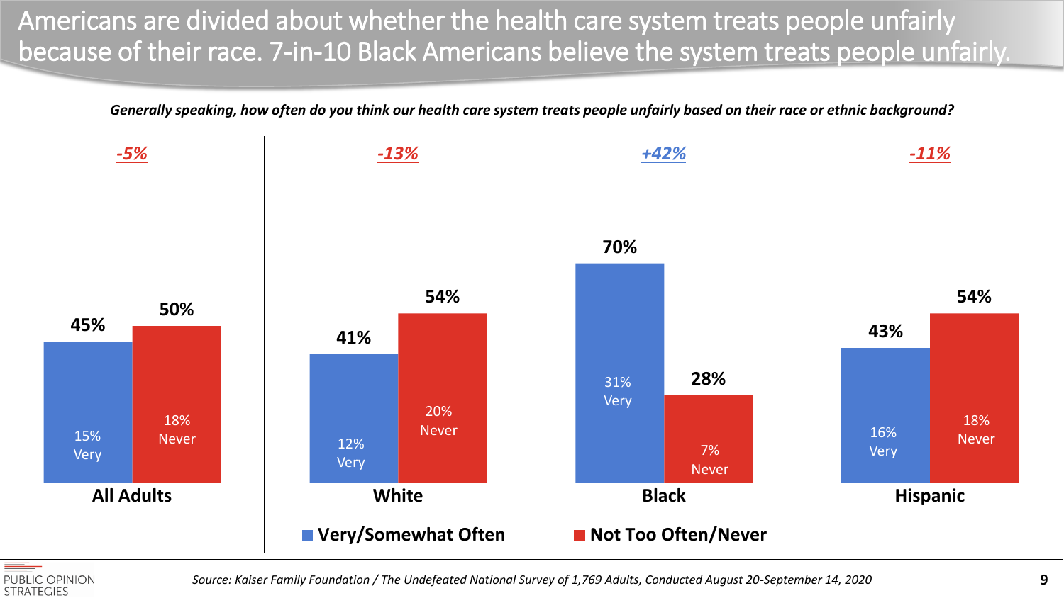# Americans are divided about whether the health care system treats people unfairly because of their race. 7-in-10 Black Americans believe the system treats people unfairly.

***Generally speaking, how often do you think our health care system treats people unfairly based on their race or ethnic background?***

| | All Adults | White | Black | Hispanic |
|---|---|---|---|---|
| Net | -5% | -13% | +42% | -11% |
| Very/Somewhat Often | 45% | 41% | 70% | 43% |
| Very | 15% | 12% | 31% | 16% |
| Not Too Often/Never | 50% | 54% | 28% | 54% |
| Never | 18% | 20% | 7% | 18% |

*Source: Kaiser Family Foundation / The Undefeated National Survey of 1,769 Adults, Conducted August 20-September 14, 2020*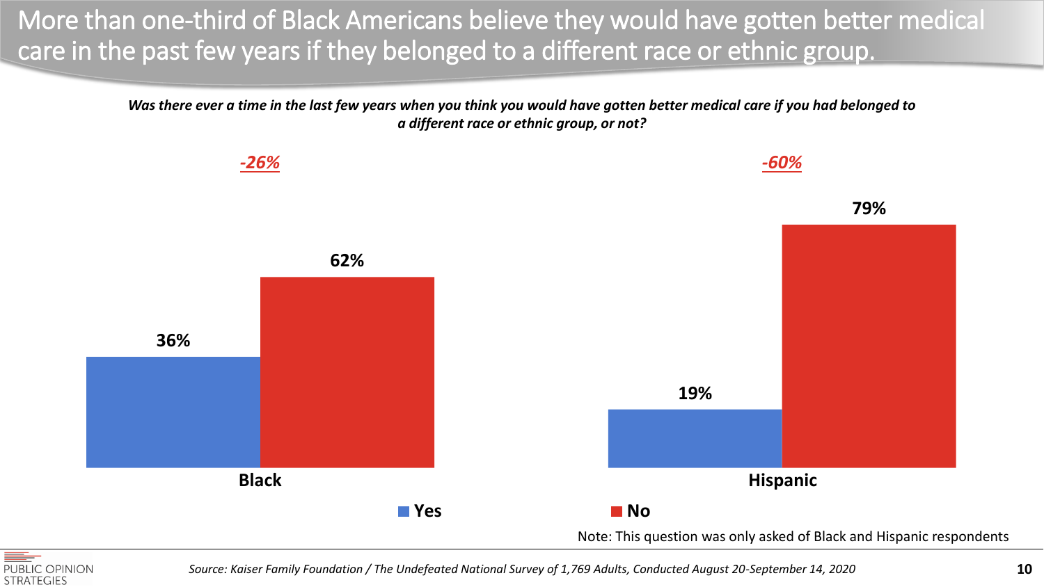# More than one-third of Black Americans believe they would have gotten better medical care in the past few years if they belonged to a different race or ethnic group.

***Was there ever a time in the last few years when you think you would have gotten better medical care if you had belonged to a different race or ethnic group, or not?***

| | Yes | No | Net |
|---|---|---|---|
| Black | 36% | 62% | -26% |
| Hispanic | 19% | 79% | -60% |

Note: This question was only asked of Black and Hispanic respondents

*Source: Kaiser Family Foundation / The Undefeated National Survey of 1,769 Adults, Conducted August 20-September 14, 2020*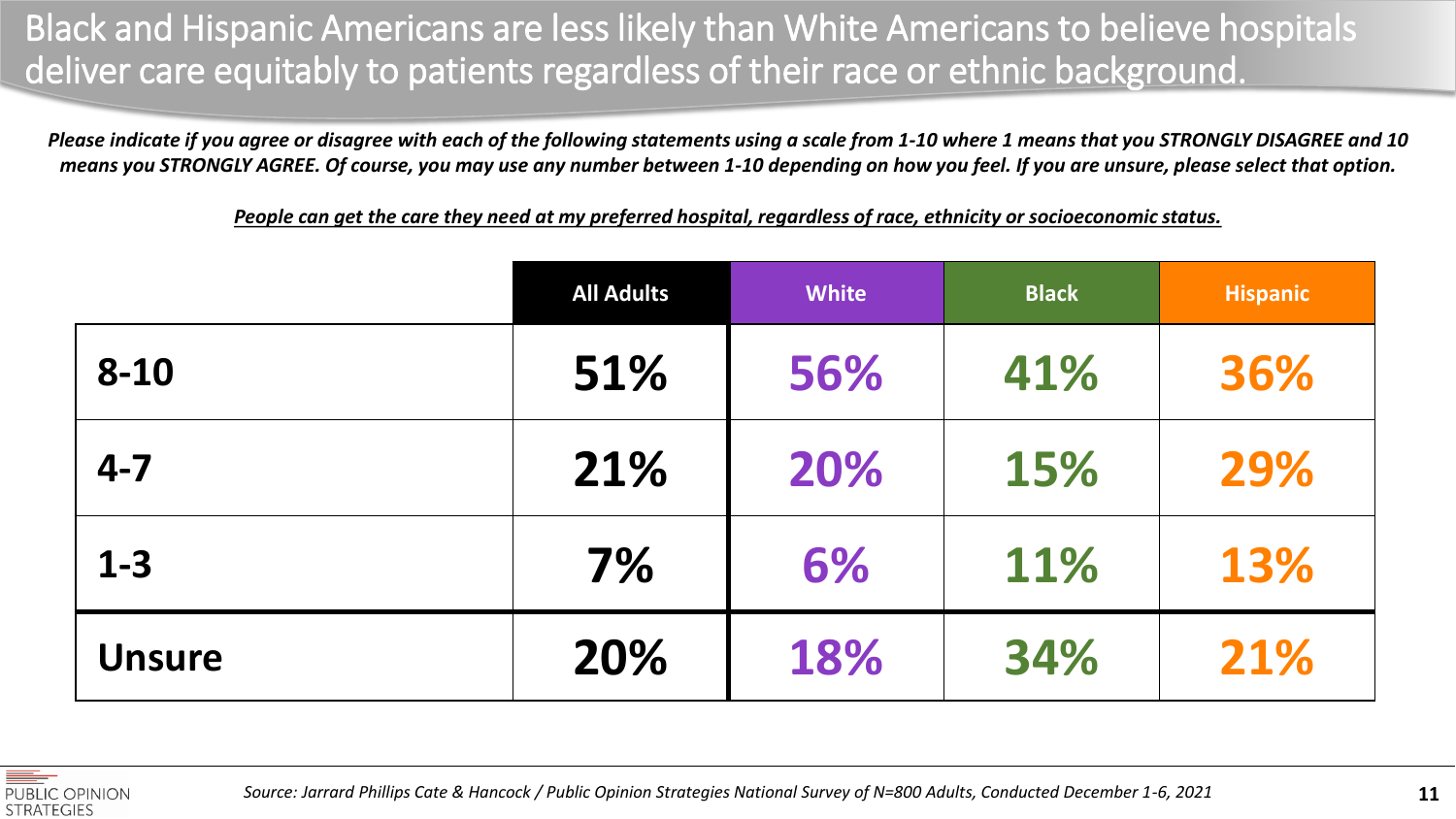# Black and Hispanic Americans are less likely than White Americans to believe hospitals deliver care equitably to patients regardless of their race or ethnic background.

***Please indicate if you agree or disagree with each of the following statements using a scale from 1-10 where 1 means that you STRONGLY DISAGREE and 10 means you STRONGLY AGREE. Of course, you may use any number between 1-10 depending on how you feel. If you are unsure, please select that option.***

***People can get the care they need at my preferred hospital, regardless of race, ethnicity or socioeconomic status.***

| | All Adults | White | Black | Hispanic |
|---|---|---|---|---|
| **8-10** | 51% | 56% | 41% | 36% |
| **4-7** | 21% | 20% | 15% | 29% |
| **1-3** | 7% | 6% | 11% | 13% |
| **Unsure** | 20% | 18% | 34% | 21% |

*Source: Jarrard Phillips Cate & Hancock / Public Opinion Strategies National Survey of N=800 Adults, Conducted December 1-6, 2021*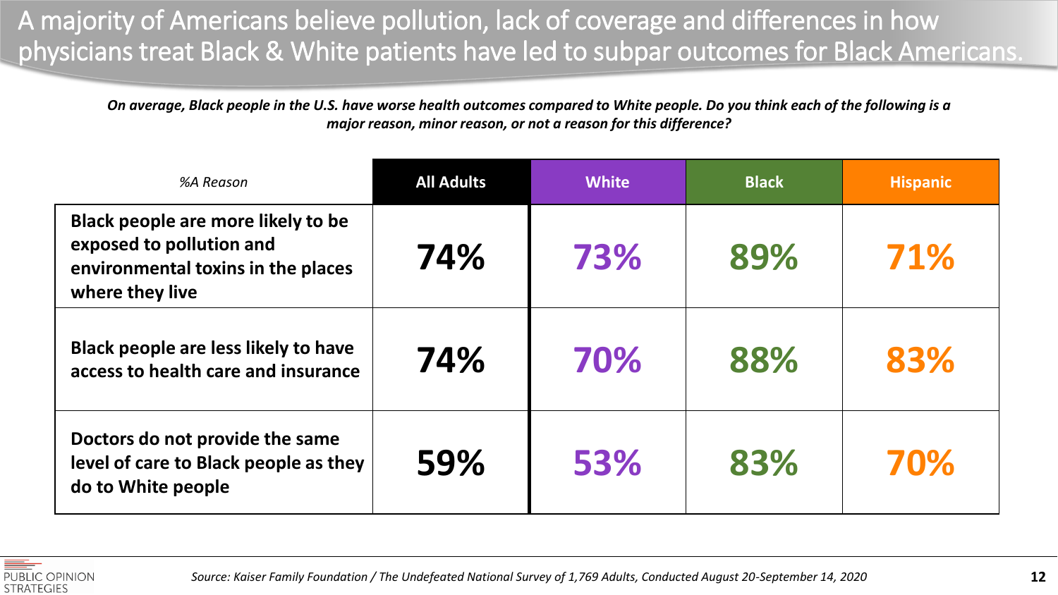# A majority of Americans believe pollution, lack of coverage and differences in how physicians treat Black & White patients have led to subpar outcomes for Black Americans.

***On average, Black people in the U.S. have worse health outcomes compared to White people. Do you think each of the following is a major reason, minor reason, or not a reason for this difference?***

| *%A Reason* | All Adults | White | Black | Hispanic |
|---|---|---|---|---|
| **Black people are more likely to be exposed to pollution and environmental toxins in the places where they live** | 74% | 73% | 89% | 71% |
| **Black people are less likely to have access to health care and insurance** | 74% | 70% | 88% | 83% |
| **Doctors do not provide the same level of care to Black people as they do to White people** | 59% | 53% | 83% | 70% |

*Source: Kaiser Family Foundation / The Undefeated National Survey of 1,769 Adults, Conducted August 20-September 14, 2020*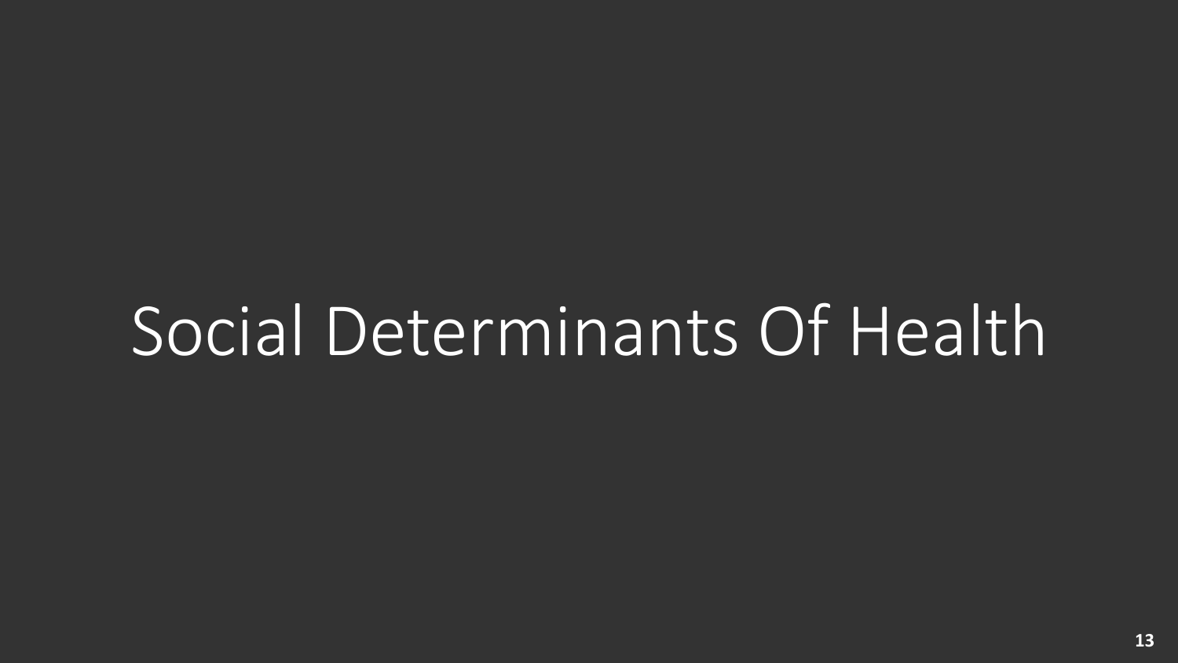# Social Determinants Of Health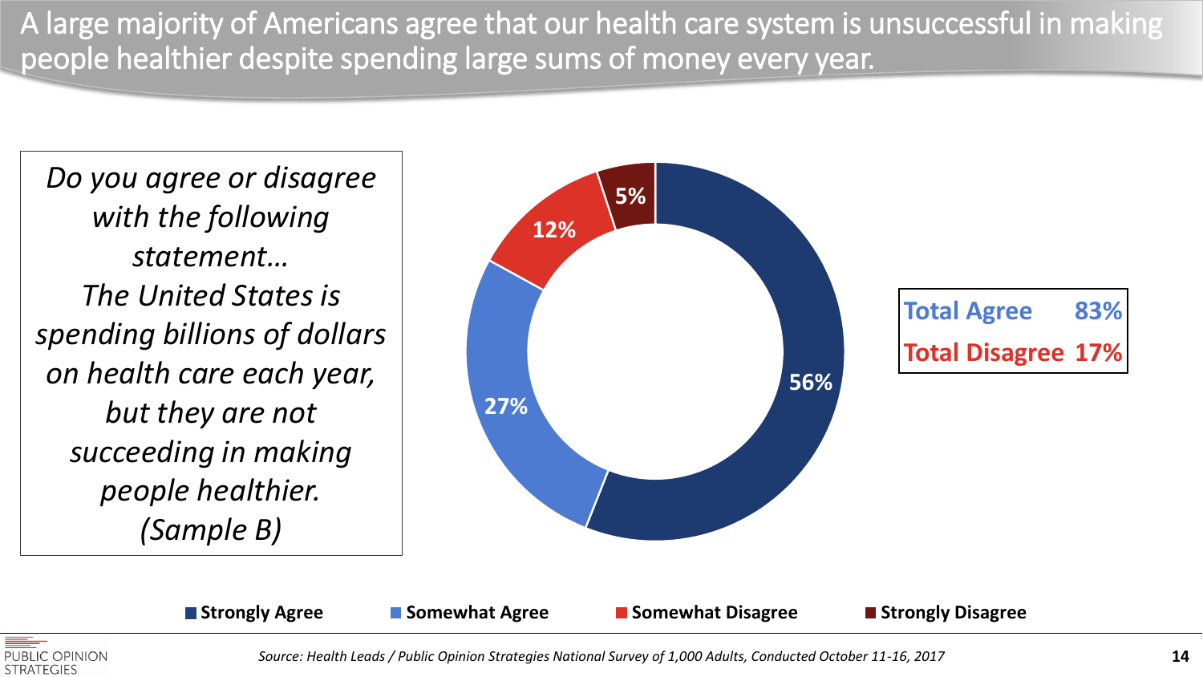# A large majority of Americans agree that our health care system is unsuccessful in making people healthier despite spending large sums of money every year.

*Do you agree or disagree with the following statement… The United States is spending billions of dollars on health care each year, but they are not succeeding in making people healthier. (Sample B)*

| Response | Percent |
| --- | --- |
| Strongly Agree | 56% |
| Somewhat Agree | 27% |
| Somewhat Disagree | 12% |
| Strongly Disagree | 5% |

| | |
| --- | --- |
| **Total Agree** | **83%** |
| **Total Disagree** | **17%** |

*Source: Health Leads / Public Opinion Strategies National Survey of 1,000 Adults, Conducted October 11-16, 2017*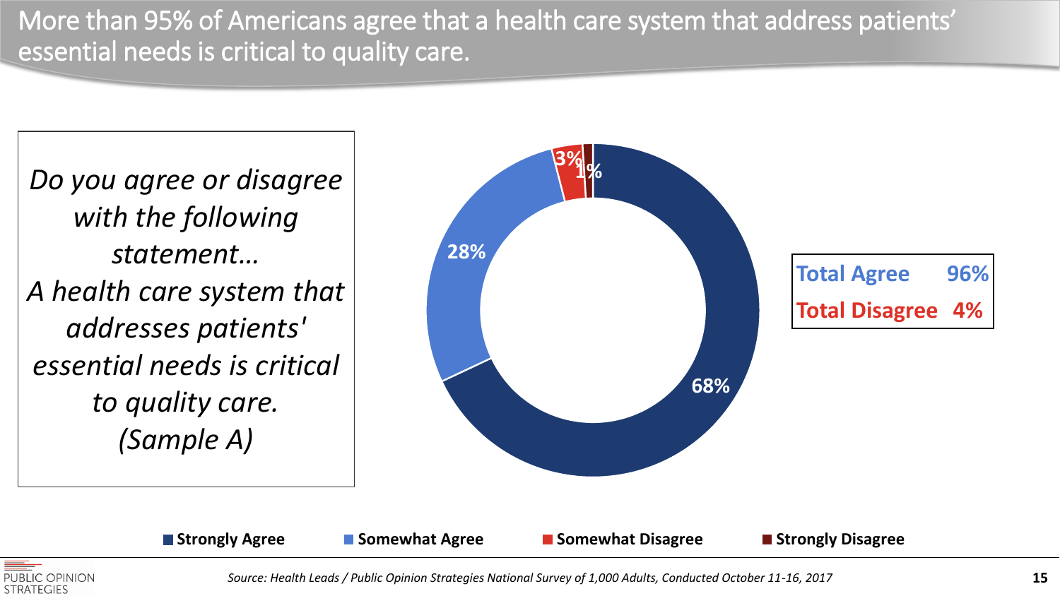# More than 95% of Americans agree that a health care system that address patients' essential needs is critical to quality care.

*Do you agree or disagree with the following statement…*
*A health care system that addresses patients' essential needs is critical to quality care.*
*(Sample A)*

| Response | Percent |
| --- | --- |
| Strongly Agree | 68% |
| Somewhat Agree | 28% |
| Somewhat Disagree | 3% |
| Strongly Disagree | 1% |

| | |
| --- | --- |
| Total Agree | 96% |
| Total Disagree | 4% |

*Source: Health Leads / Public Opinion Strategies National Survey of 1,000 Adults, Conducted October 11-16, 2017*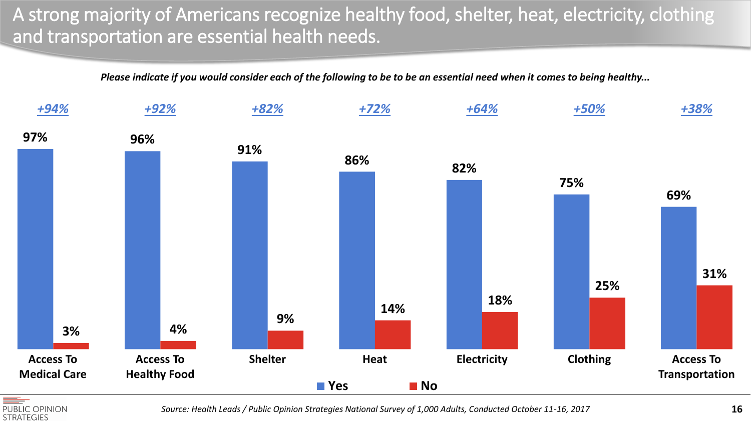# A strong majority of Americans recognize healthy food, shelter, heat, electricity, clothing and transportation are essential health needs.

*Please indicate if you would consider each of the following to be to be an essential need when it comes to being healthy...*

| | Access To Medical Care | Access To Healthy Food | Shelter | Heat | Electricity | Clothing | Access To Transportation |
|---|---|---|---|---|---|---|---|
| Net | +94% | +92% | +82% | +72% | +64% | +50% | +38% |
| Yes | 97% | 96% | 91% | 86% | 82% | 75% | 69% |
| No | 3% | 4% | 9% | 14% | 18% | 25% | 31% |

*Source: Health Leads / Public Opinion Strategies National Survey of 1,000 Adults, Conducted October 11-16, 2017*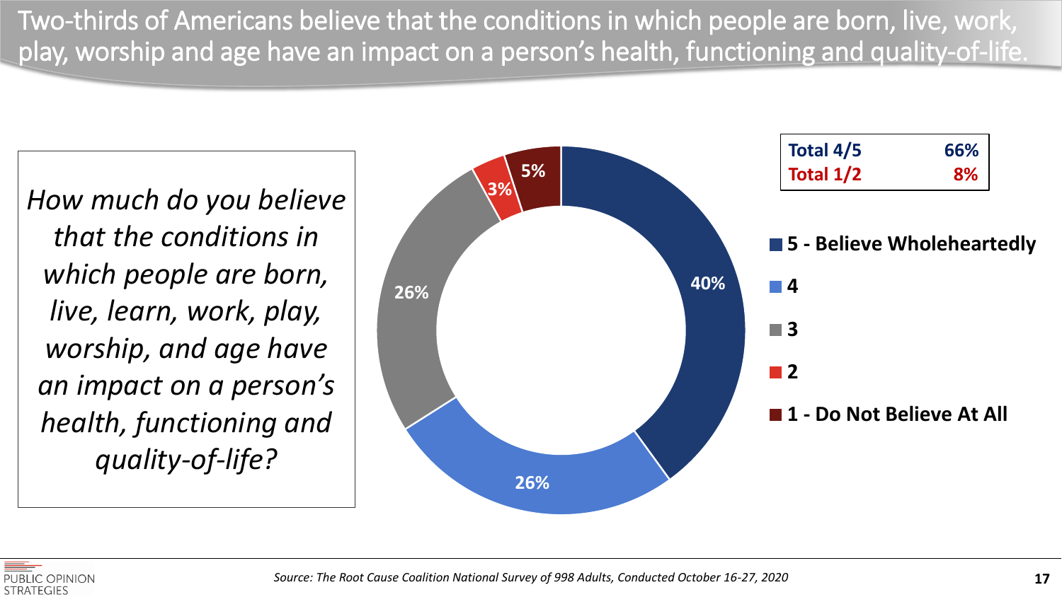# Two-thirds of Americans believe that the conditions in which people are born, live, work, play, worship and age have an impact on a person's health, functioning and quality-of-life.

*How much do you believe that the conditions in which people are born, live, learn, work, play, worship, and age have an impact on a person's health, functioning and quality-of-life?*

| Response | % |
|---|---|
| 5 - Believe Wholeheartedly | 40% |
| 4 | 26% |
| 3 | 26% |
| 2 | 3% |
| 1 - Do Not Believe At All | 5% |

| | |
|---|---|
| **Total 4/5** | **66%** |
| **Total 1/2** | **8%** |

*Source: The Root Cause Coalition National Survey of 998 Adults, Conducted October 16-27, 2020*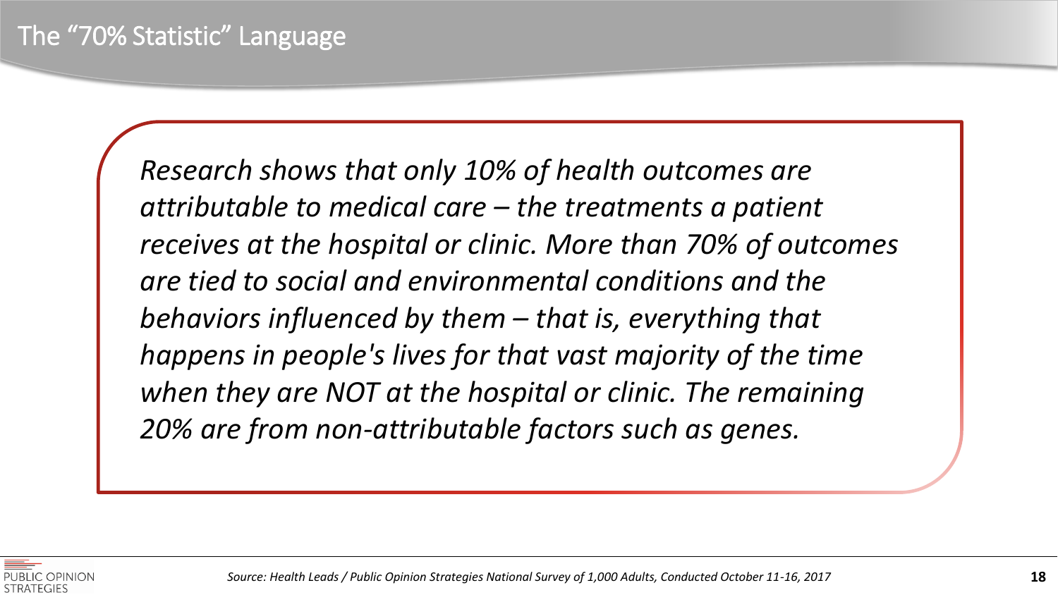# The "70% Statistic" Language

*Research shows that only 10% of health outcomes are attributable to medical care – the treatments a patient receives at the hospital or clinic. More than 70% of outcomes are tied to social and environmental conditions and the behaviors influenced by them – that is, everything that happens in people's lives for that vast majority of the time when they are NOT at the hospital or clinic. The remaining 20% are from non-attributable factors such as genes.*

*Source: Health Leads / Public Opinion Strategies National Survey of 1,000 Adults, Conducted October 11-16, 2017*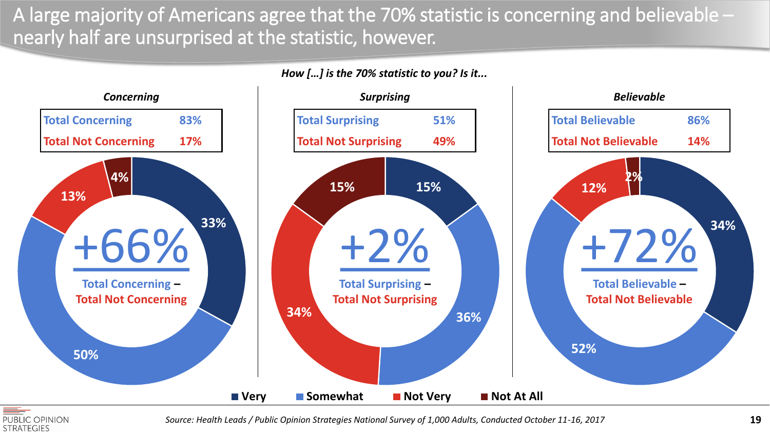# A large majority of Americans agree that the 70% statistic is concerning and believable – nearly half are unsurprised at the statistic, however.

*How […] is the 70% statistic to you? Is it...*

### *Concerning*

| Total Concerning | 83% |
|---|---|
| Total Not Concerning | 17% |

- Very: 33%
- Somewhat: 50%
- Not Very: 13%
- Not At All: 4%

**+66%** Total Concerning – Total Not Concerning

### *Surprising*

| Total Surprising | 51% |
|---|---|
| Total Not Surprising | 49% |

- Very: 15%
- Somewhat: 36%
- Not Very: 34%
- Not At All: 15%

**+2%** Total Surprising – Total Not Surprising

### *Believable*

| Total Believable | 86% |
|---|---|
| Total Not Believable | 14% |

- Very: 34%
- Somewhat: 52%
- Not Very: 12%
- Not At All: 2%

**+72%** Total Believable – Total Not Believable

■ Very ■ Somewhat ■ Not Very ■ Not At All

*Source: Health Leads / Public Opinion Strategies National Survey of 1,000 Adults, Conducted October 11-16, 2017*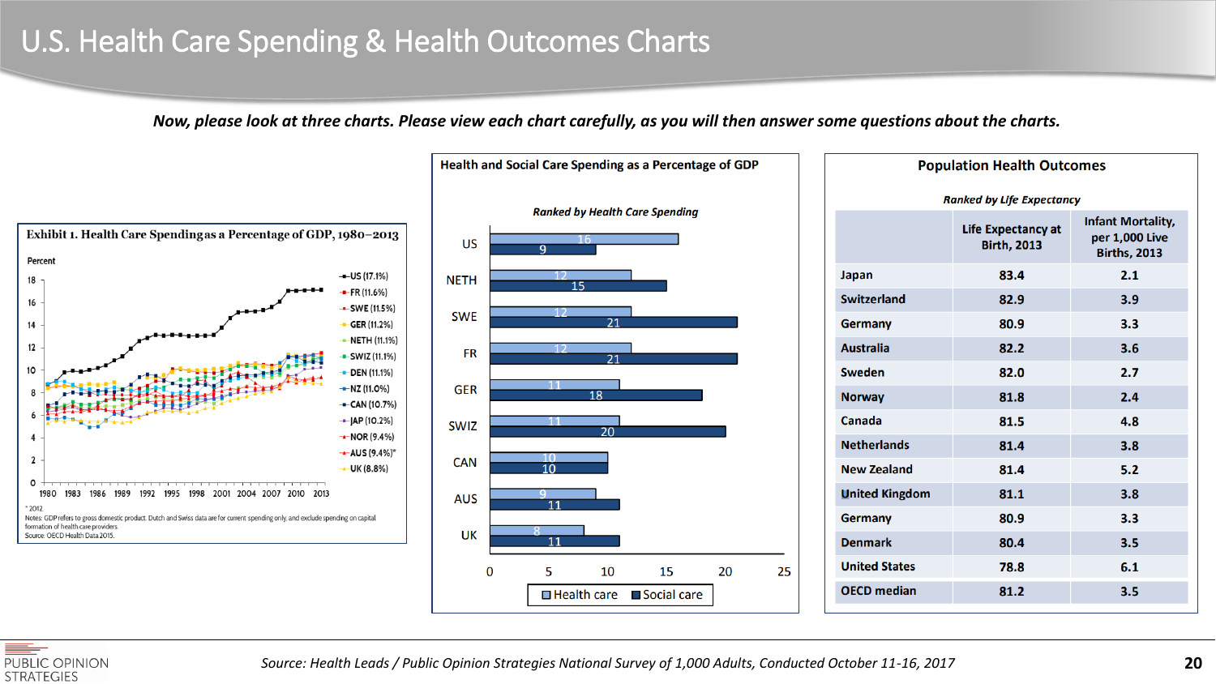# U.S. Health Care Spending & Health Outcomes Charts

***Now, please look at three charts. Please view each chart carefully, as you will then answer some questions about the charts.***

**Exhibit 1. Health Care Spending as a Percentage of GDP, 1980–2013**

Percent

- US (17.1%)
- FR (11.6%)
- SWE (11.5%)
- GER (11.2%)
- NETH (11.1%)
- SWIZ (11.1%)
- DEN (11.1%)
- NZ (11.0%)
- CAN (10.7%)
- JAP (10.2%)
- NOR (9.4%)
- AUS (9.4%)*
- UK (8.8%)

* 2012

Notes: GDP refers to gross domestic product. Dutch and Swiss data are for current spending only, and exclude spending on capital formation of health care providers.

Source: OECD Health Data 2015.

**Health and Social Care Spending as a Percentage of GDP**

*Ranked by Health Care Spending*

| Country | Health care | Social care |
|---|---|---|
| US | 16 | 9 |
| NETH | 12 | 15 |
| SWE | 12 | 21 |
| FR | 12 | 21 |
| GER | 11 | 18 |
| SWIZ | 11 | 20 |
| CAN | 10 | 10 |
| AUS | 9 | 11 |
| UK | 8 | 11 |

**Population Health Outcomes**

*Ranked by Life Expectancy*

| | Life Expectancy at Birth, 2013 | Infant Mortality, per 1,000 Live Births, 2013 |
|---|---|---|
| Japan | 83.4 | 2.1 |
| Switzerland | 82.9 | 3.9 |
| Germany | 80.9 | 3.3 |
| Australia | 82.2 | 3.6 |
| Sweden | 82.0 | 2.7 |
| Norway | 81.8 | 2.4 |
| Canada | 81.5 | 4.8 |
| Netherlands | 81.4 | 3.8 |
| New Zealand | 81.4 | 5.2 |
| United Kingdom | 81.1 | 3.8 |
| Germany | 80.9 | 3.3 |
| Denmark | 80.4 | 3.5 |
| United States | 78.8 | 6.1 |
| OECD median | 81.2 | 3.5 |

*Source: Health Leads / Public Opinion Strategies National Survey of 1,000 Adults, Conducted October 11-16, 2017*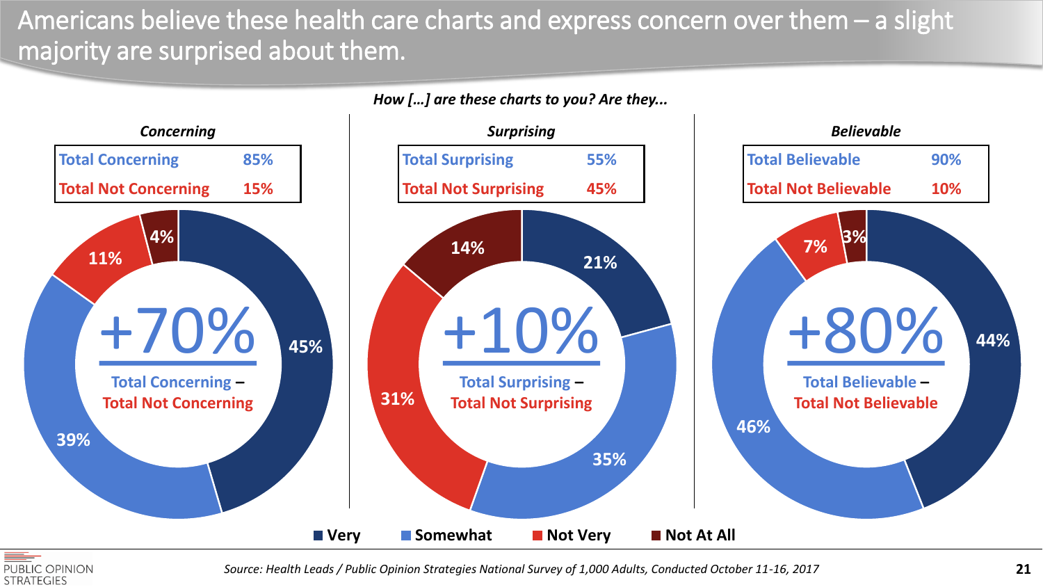# Americans believe these health care charts and express concern over them – a slight majority are surprised about them.

*How […] are these charts to you? Are they...*

### *Concerning*

| Total Concerning | 85% |
|---|---|
| Total Not Concerning | 15% |

+70% Total Concerning – Total Not Concerning

- Very: 45%
- Somewhat: 39%
- Not Very: 11%
- Not At All: 4%

### *Surprising*

| Total Surprising | 55% |
|---|---|
| Total Not Surprising | 45% |

+10% Total Surprising – Total Not Surprising

- Very: 21%
- Somewhat: 35%
- Not Very: 31%
- Not At All: 14%

### *Believable*

| Total Believable | 90% |
|---|---|
| Total Not Believable | 10% |

+80% Total Believable – Total Not Believable

- Very: 44%
- Somewhat: 46%
- Not Very: 7%
- Not At All: 3%

*Source: Health Leads / Public Opinion Strategies National Survey of 1,000 Adults, Conducted October 11-16, 2017*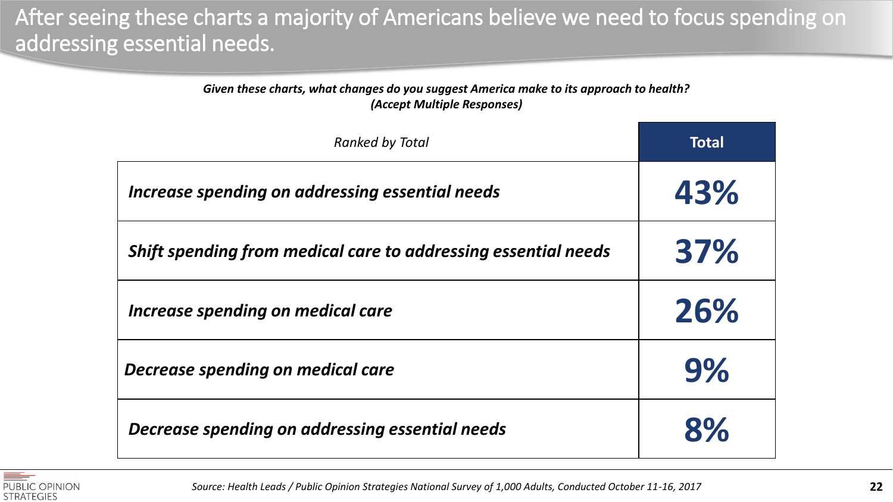# After seeing these charts a majority of Americans believe we need to focus spending on addressing essential needs.

***Given these charts, what changes do you suggest America make to its approach to health? (Accept Multiple Responses)***

| *Ranked by Total* | **Total** |
|---|---|
| ***Increase spending on addressing essential needs*** | **43%** |
| ***Shift spending from medical care to addressing essential needs*** | **37%** |
| ***Increase spending on medical care*** | **26%** |
| ***Decrease spending on medical care*** | **9%** |
| ***Decrease spending on addressing essential needs*** | **8%** |

*Source: Health Leads / Public Opinion Strategies National Survey of 1,000 Adults, Conducted October 11-16, 2017*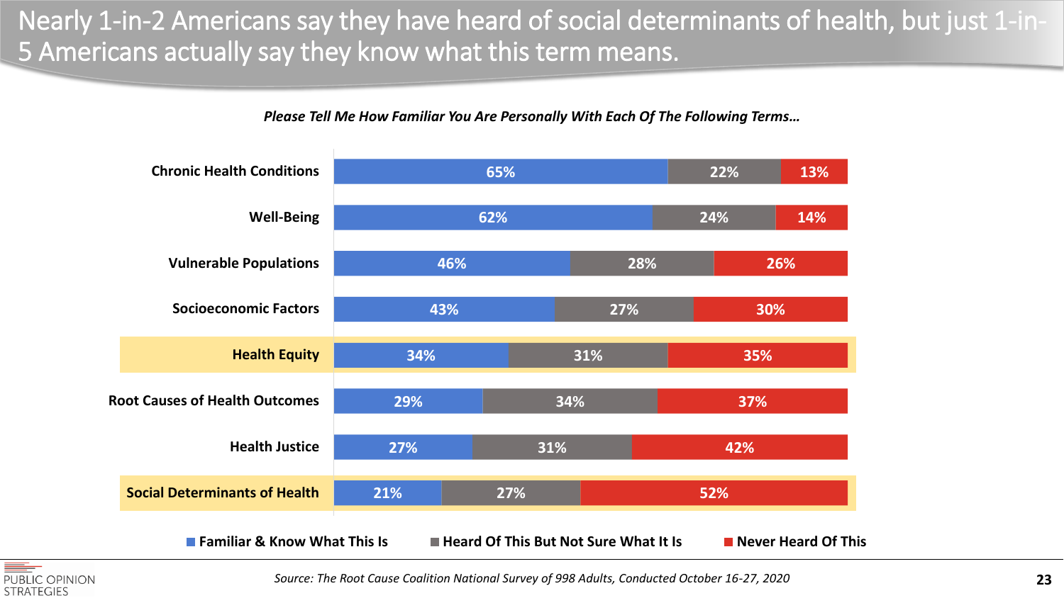# Nearly 1-in-2 Americans say they have heard of social determinants of health, but just 1-in-5 Americans actually say they know what this term means.

*Please Tell Me How Familiar You Are Personally With Each Of The Following Terms…*

| Term | Familiar & Know What This Is | Heard Of This But Not Sure What It Is | Never Heard Of This |
|---|---|---|---|
| Chronic Health Conditions | 65% | 22% | 13% |
| Well-Being | 62% | 24% | 14% |
| Vulnerable Populations | 46% | 28% | 26% |
| Socioeconomic Factors | 43% | 27% | 30% |
| **Health Equity** | 34% | 31% | 35% |
| Root Causes of Health Outcomes | 29% | 34% | 37% |
| Health Justice | 27% | 31% | 42% |
| **Social Determinants of Health** | 21% | 27% | 52% |

*Source: The Root Cause Coalition National Survey of 998 Adults, Conducted October 16-27, 2020*

PUBLIC OPINION STRATEGIES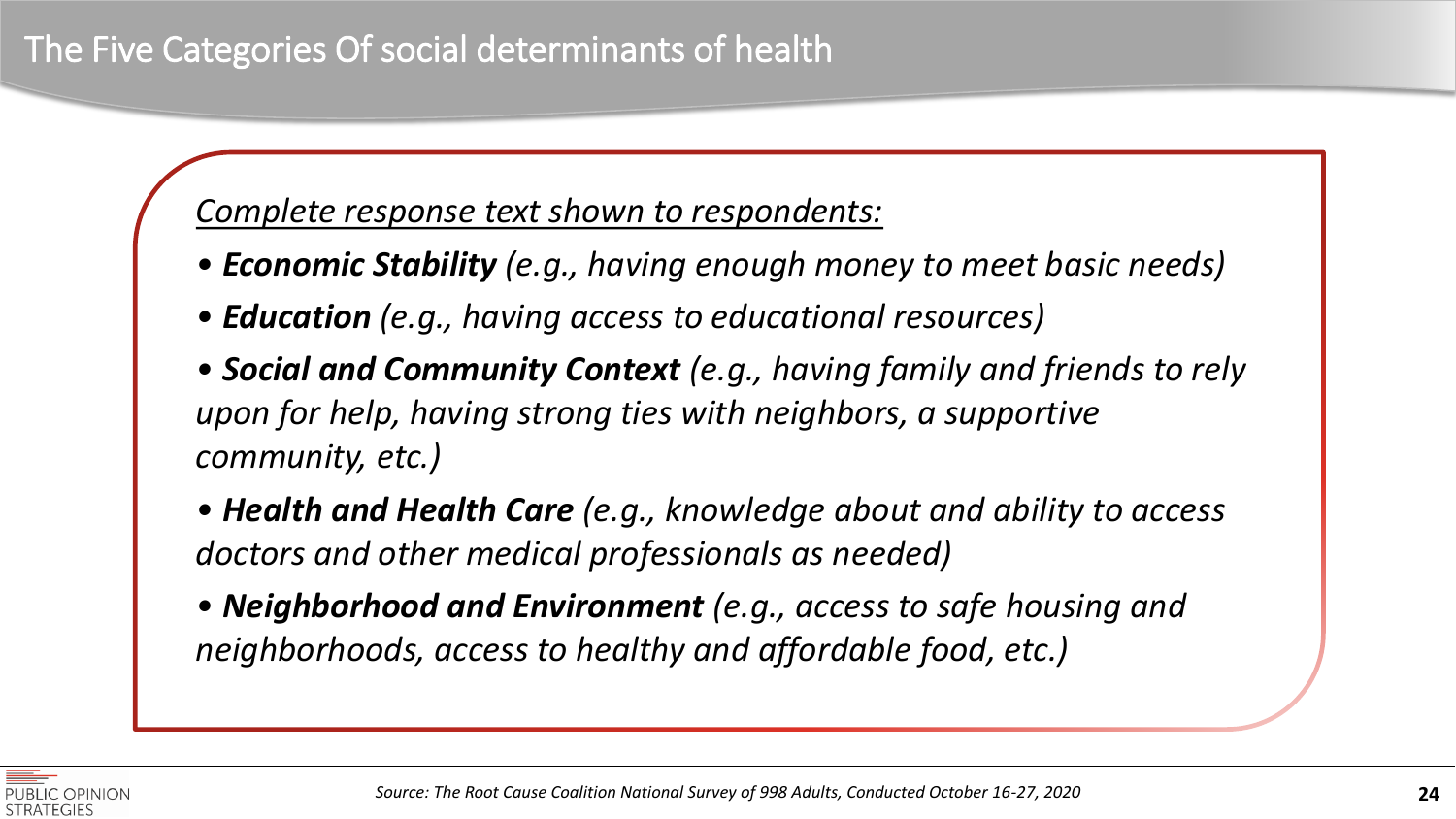# The Five Categories Of social determinants of health

*Complete response text shown to respondents:*

- ***Economic Stability*** *(e.g., having enough money to meet basic needs)*
- ***Education*** *(e.g., having access to educational resources)*
- ***Social and Community Context*** *(e.g., having family and friends to rely upon for help, having strong ties with neighbors, a supportive community, etc.)*
- ***Health and Health Care*** *(e.g., knowledge about and ability to access doctors and other medical professionals as needed)*
- ***Neighborhood and Environment*** *(e.g., access to safe housing and neighborhoods, access to healthy and affordable food, etc.)*

*Source: The Root Cause Coalition National Survey of 998 Adults, Conducted October 16-27, 2020*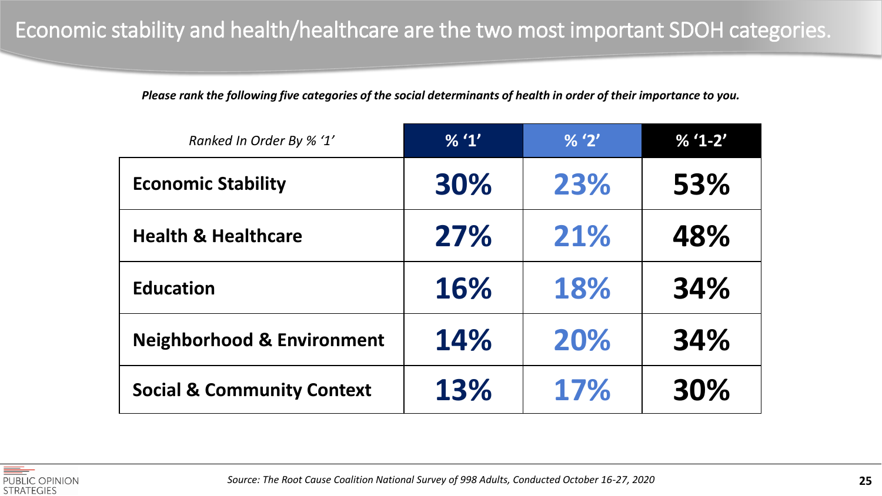# Economic stability and health/healthcare are the two most important SDOH categories.

***Please rank the following five categories of the social determinants of health in order of their importance to you.***

| *Ranked In Order By % '1'* | % '1' | % '2' | % '1-2' |
|---|---|---|---|
| **Economic Stability** | 30% | 23% | 53% |
| **Health & Healthcare** | 27% | 21% | 48% |
| **Education** | 16% | 18% | 34% |
| **Neighborhood & Environment** | 14% | 20% | 34% |
| **Social & Community Context** | 13% | 17% | 30% |

PUBLIC OPINION STRATEGIES

*Source: The Root Cause Coalition National Survey of 998 Adults, Conducted October 16-27, 2020*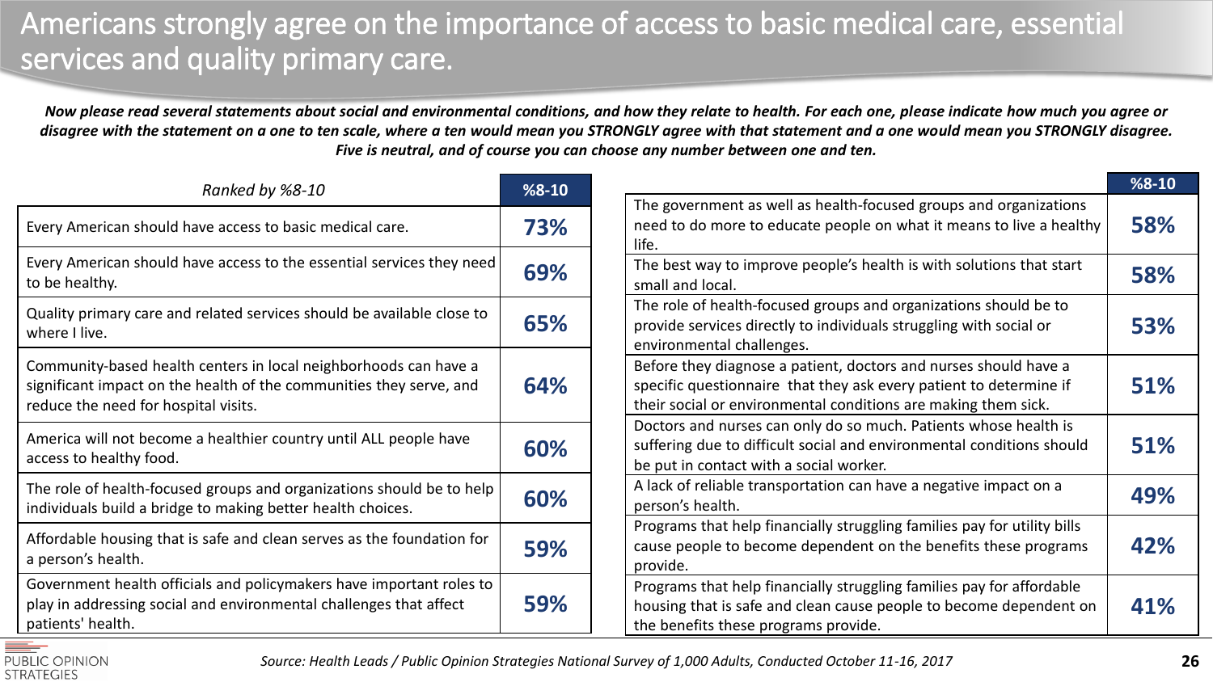# Americans strongly agree on the importance of access to basic medical care, essential services and quality primary care.

***Now please read several statements about social and environmental conditions, and how they relate to health. For each one, please indicate how much you agree or disagree with the statement on a one to ten scale, where a ten would mean you STRONGLY agree with that statement and a one would mean you STRONGLY disagree. Five is neutral, and of course you can choose any number between one and ten.***

| *Ranked by %8-10* | %8-10 |
|---|---|
| Every American should have access to basic medical care. | 73% |
| Every American should have access to the essential services they need to be healthy. | 69% |
| Quality primary care and related services should be available close to where I live. | 65% |
| Community-based health centers in local neighborhoods can have a significant impact on the health of the communities they serve, and reduce the need for hospital visits. | 64% |
| America will not become a healthier country until ALL people have access to healthy food. | 60% |
| The role of health-focused groups and organizations should be to help individuals build a bridge to making better health choices. | 60% |
| Affordable housing that is safe and clean serves as the foundation for a person's health. | 59% |
| Government health officials and policymakers have important roles to play in addressing social and environmental challenges that affect patients' health. | 59% |
| The government as well as health-focused groups and organizations need to do more to educate people on what it means to live a healthy life. | 58% |
| The best way to improve people's health is with solutions that start small and local. | 58% |
| The role of health-focused groups and organizations should be to provide services directly to individuals struggling with social or environmental challenges. | 53% |
| Before they diagnose a patient, doctors and nurses should have a specific questionnaire that they ask every patient to determine if their social or environmental conditions are making them sick. | 51% |
| Doctors and nurses can only do so much. Patients whose health is suffering due to difficult social and environmental conditions should be put in contact with a social worker. | 51% |
| A lack of reliable transportation can have a negative impact on a person's health. | 49% |
| Programs that help financially struggling families pay for utility bills cause people to become dependent on the benefits these programs provide. | 42% |
| Programs that help financially struggling families pay for affordable housing that is safe and clean cause people to become dependent on the benefits these programs provide. | 41% |

*Source: Health Leads / Public Opinion Strategies National Survey of 1,000 Adults, Conducted October 11-16, 2017*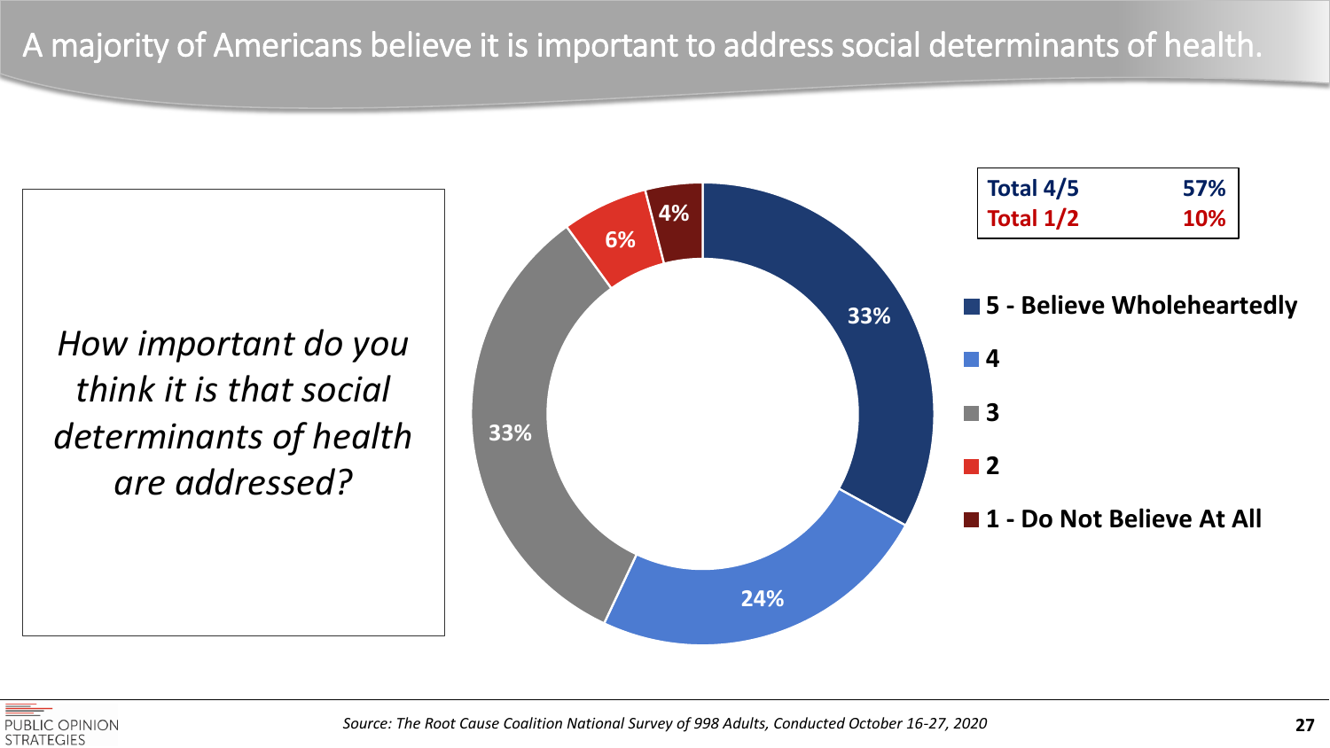# A majority of Americans believe it is important to address social determinants of health.

*How important do you think it is that social determinants of health are addressed?*

| Response | Percentage |
| --- | --- |
| 5 - Believe Wholeheartedly | 33% |
| 4 | 24% |
| 3 | 33% |
| 2 | 6% |
| 1 - Do Not Believe At All | 4% |

| | |
| --- | --- |
| **Total 4/5** | **57%** |
| **Total 1/2** | **10%** |

*Source: The Root Cause Coalition National Survey of 998 Adults, Conducted October 16-27, 2020*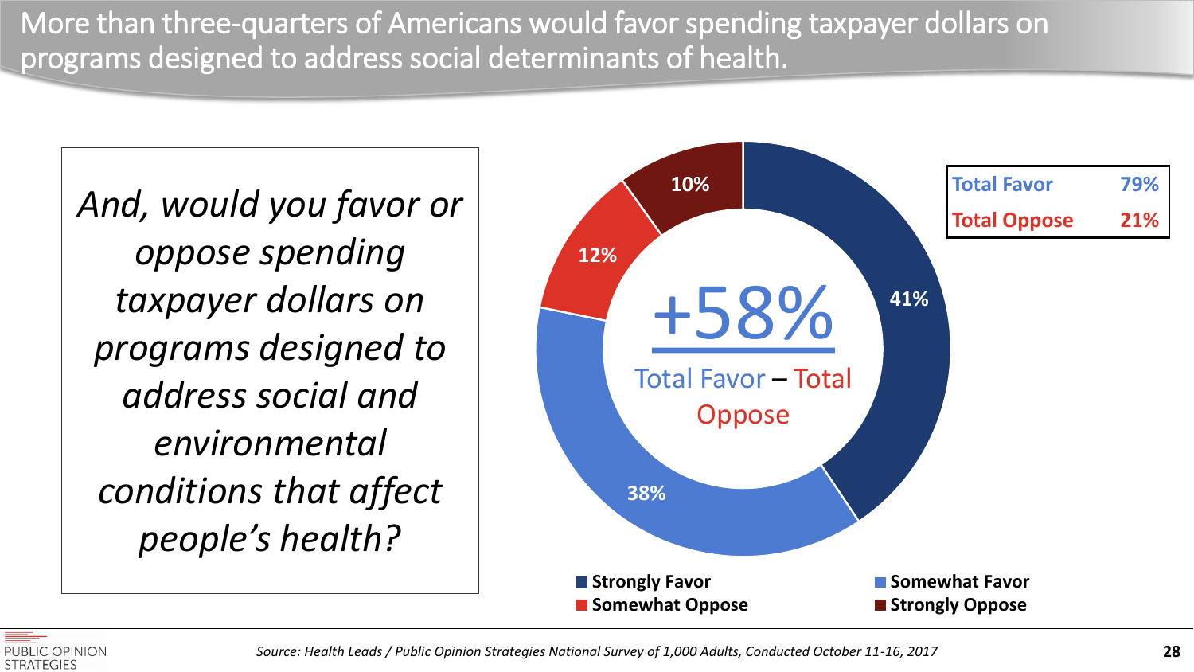# More than three-quarters of Americans would favor spending taxpayer dollars on programs designed to address social determinants of health.

*And, would you favor or oppose spending taxpayer dollars on programs designed to address social and environmental conditions that affect people's health?*

| Response | Percent |
| --- | --- |
| Strongly Favor | 41% |
| Somewhat Favor | 38% |
| Somewhat Oppose | 12% |
| Strongly Oppose | 10% |

**+58%**

Total Favor – Total Oppose

| | |
| --- | --- |
| **Total Favor** | **79%** |
| **Total Oppose** | **21%** |

*Source: Health Leads / Public Opinion Strategies National Survey of 1,000 Adults, Conducted October 11-16, 2017*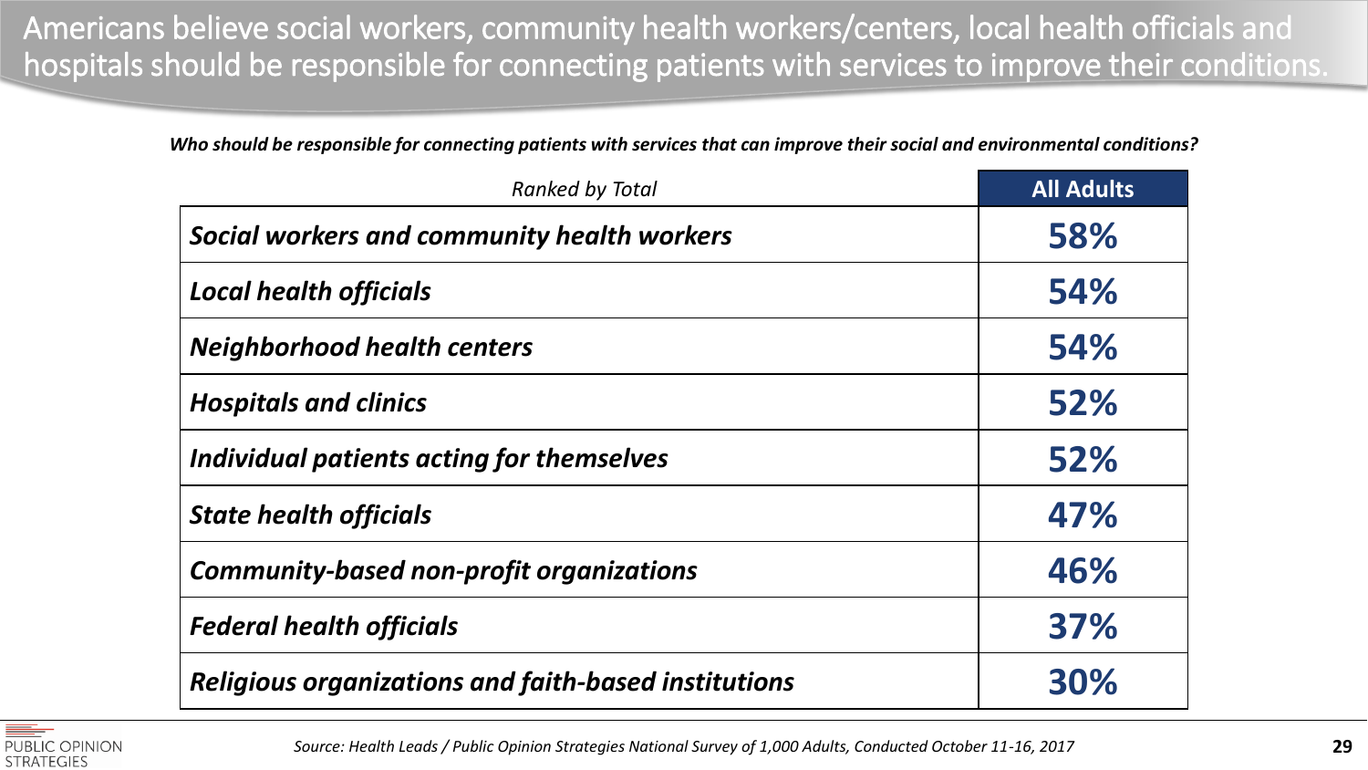# Americans believe social workers, community health workers/centers, local health officials and hospitals should be responsible for connecting patients with services to improve their conditions.

***Who should be responsible for connecting patients with services that can improve their social and environmental conditions?***

| *Ranked by Total* | **All Adults** |
|---|---|
| ***Social workers and community health workers*** | **58%** |
| ***Local health officials*** | **54%** |
| ***Neighborhood health centers*** | **54%** |
| ***Hospitals and clinics*** | **52%** |
| ***Individual patients acting for themselves*** | **52%** |
| ***State health officials*** | **47%** |
| ***Community-based non-profit organizations*** | **46%** |
| ***Federal health officials*** | **37%** |
| ***Religious organizations and faith-based institutions*** | **30%** |

*Source: Health Leads / Public Opinion Strategies National Survey of 1,000 Adults, Conducted October 11-16, 2017*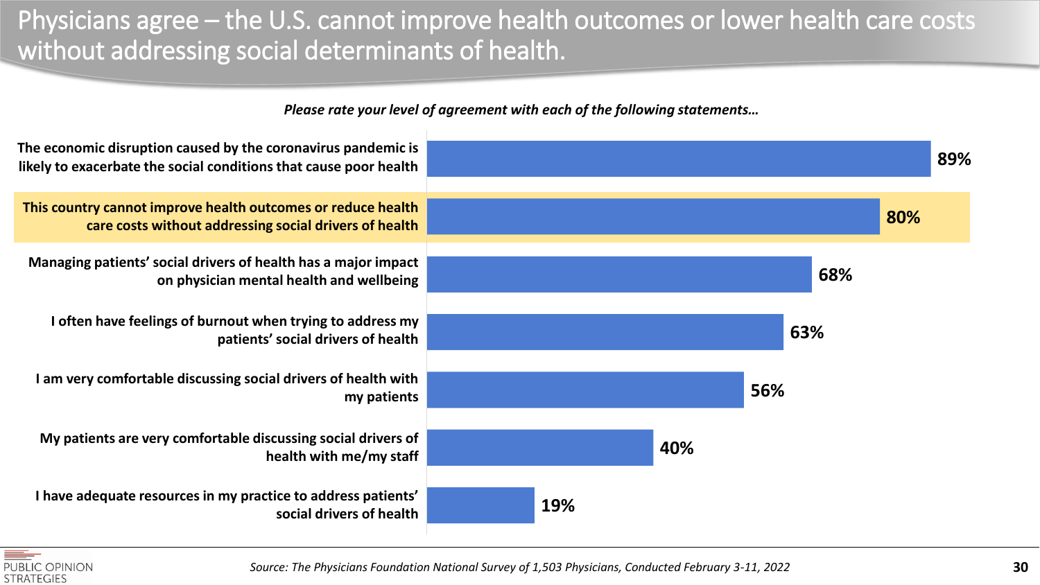# Physicians agree – the U.S. cannot improve health outcomes or lower health care costs without addressing social determinants of health.

*Please rate your level of agreement with each of the following statements…*

| Statement | Agree |
| --- | --- |
| The economic disruption caused by the coronavirus pandemic is likely to exacerbate the social conditions that cause poor health | 89% |
| **This country cannot improve health outcomes or reduce health care costs without addressing social drivers of health** | **80%** |
| Managing patients' social drivers of health has a major impact on physician mental health and wellbeing | 68% |
| I often have feelings of burnout when trying to address my patients' social drivers of health | 63% |
| I am very comfortable discussing social drivers of health with my patients | 56% |
| My patients are very comfortable discussing social drivers of health with me/my staff | 40% |
| I have adequate resources in my practice to address patients' social drivers of health | 19% |

*Source: The Physicians Foundation National Survey of 1,503 Physicians, Conducted February 3-11, 2022*

PUBLIC OPINION STRATEGIES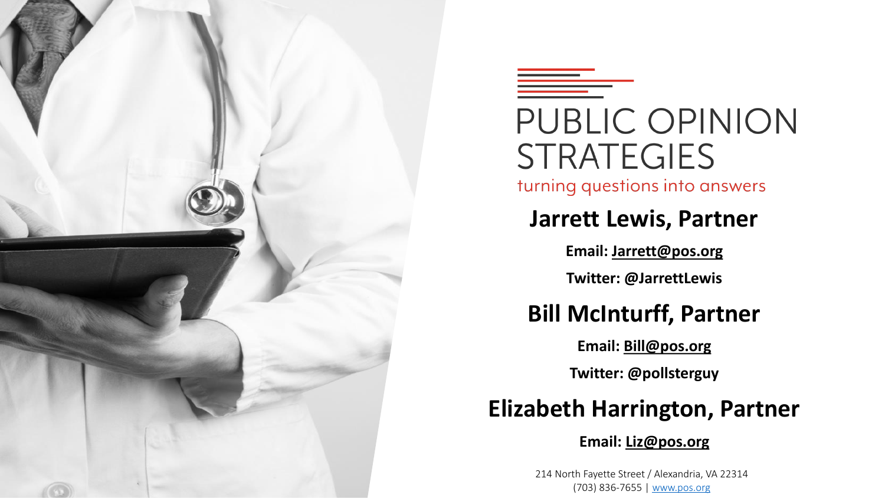# PUBLIC OPINION STRATEGIES

turning questions into answers

## Jarrett Lewis, Partner

**Email: Jarrett@pos.org**

**Twitter: @JarrettLewis**

## Bill McInturff, Partner

**Email: Bill@pos.org**

**Twitter: @pollsterguy**

## Elizabeth Harrington, Partner

**Email: Liz@pos.org**

214 North Fayette Street / Alexandria, VA 22314
(703) 836-7655 | www.pos.org